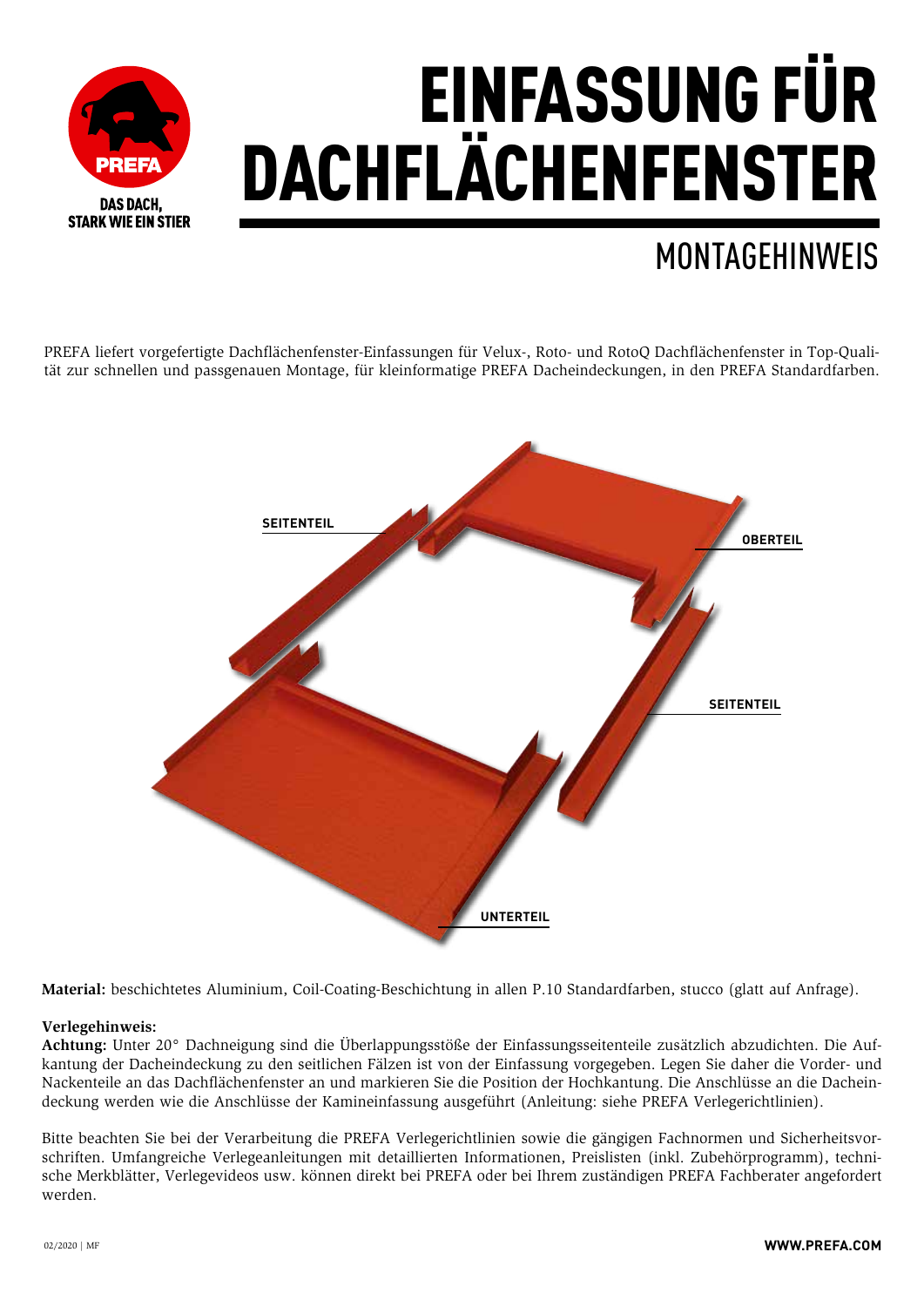DAS DACH, STARK WIE EIN STIER

# EINFASSUNG FÜR DACHFLÄCHENFENSTER

## MONTAGEHINWEIS

PREFA liefert vorgefertigte Dachflächenfenster-Einfassungen für Velux-, Roto- und RotoQ Dachflächenfenster in Top-Qualität zur schnellen und passgenauen Montage, für kleinformatige PREFA Dacheindeckungen, in den PREFA Standardfarben.

SEITENTEIL

OBERTEIL

SEITENTEIL

UNTERTEIL

**Material:** beschichtetes Aluminium, Coil-Coating-Beschichtung in allen P.10 Standardfarben, stucco (glatt auf Anfrage).

**Verlegehinweis:**
**Achtung:** Unter 20° Dachneigung sind die Überlappungsstöße der Einfassungsseitenteile zusätzlich abzudichten. Die Aufkantung der Dacheindeckung zu den seitlichen Fälzen ist von der Einfassung vorgegeben. Legen Sie daher die Vorder- und Nackenteile an das Dachflächenfenster an und markieren Sie die Position der Hochkantung. Die Anschlüsse an die Dacheindeckung werden wie die Anschlüsse der Kamineinfassung ausgeführt (Anleitung: siehe PREFA Verlegerichtlinien).

Bitte beachten Sie bei der Verarbeitung die PREFA Verlegerichtlinien sowie die gängigen Fachnormen und Sicherheitsvorschriften. Umfangreiche Verlegeanleitungen mit detaillierten Informationen, Preislisten (inkl. Zubehörprogramm), technische Merkblätter, Verlegevideos usw. können direkt bei PREFA oder bei Ihrem zuständigen PREFA Fachberater angefordert werden.

02/2020 | MF

WWW.PREFA.COM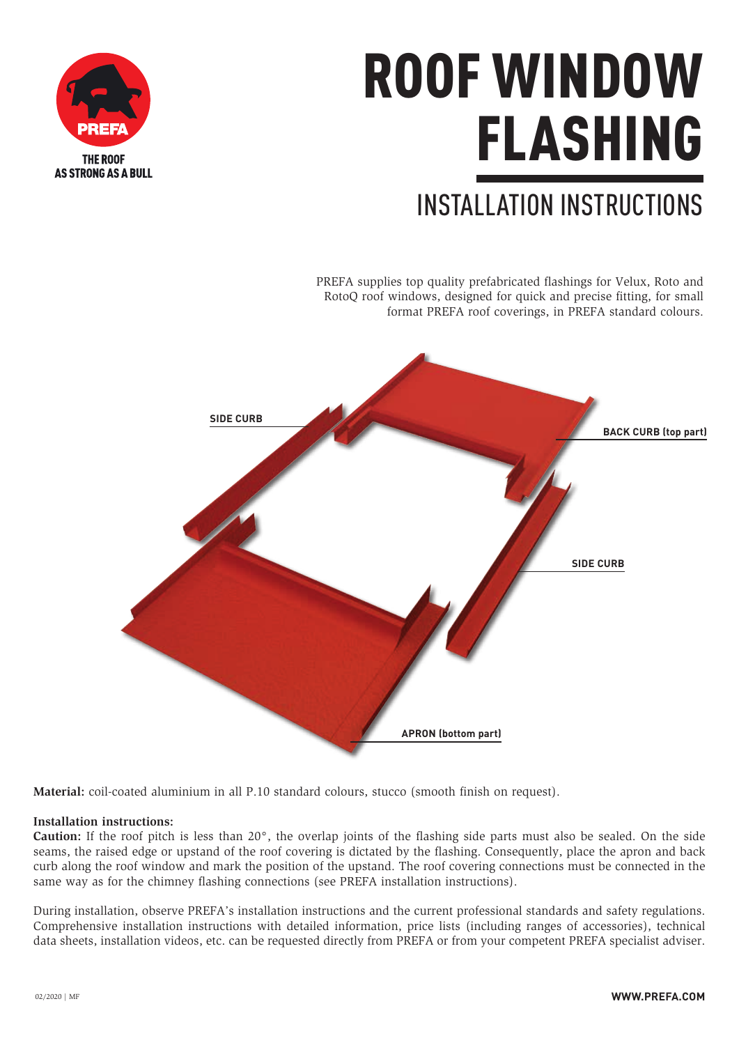THE ROOF
AS STRONG AS A BULL

# ROOF WINDOW FLASHING

## INSTALLATION INSTRUCTIONS

PREFA supplies top quality prefabricated flashings for Velux, Roto and RotoQ roof windows, designed for quick and precise fitting, for small format PREFA roof coverings, in PREFA standard colours.

SIDE CURB

BACK CURB (top part)

SIDE CURB

APRON (bottom part)

**Material:** coil-coated aluminium in all P.10 standard colours, stucco (smooth finish on request).

**Installation instructions:**
**Caution:** If the roof pitch is less than 20°, the overlap joints of the flashing side parts must also be sealed. On the side seams, the raised edge or upstand of the roof covering is dictated by the flashing. Consequently, place the apron and back curb along the roof window and mark the position of the upstand. The roof covering connections must be connected in the same way as for the chimney flashing connections (see PREFA installation instructions).

During installation, observe PREFA's installation instructions and the current professional standards and safety regulations. Comprehensive installation instructions with detailed information, price lists (including ranges of accessories), technical data sheets, installation videos, etc. can be requested directly from PREFA or from your competent PREFA specialist adviser.

02/2020 | MF

**WWW.PREFA.COM**